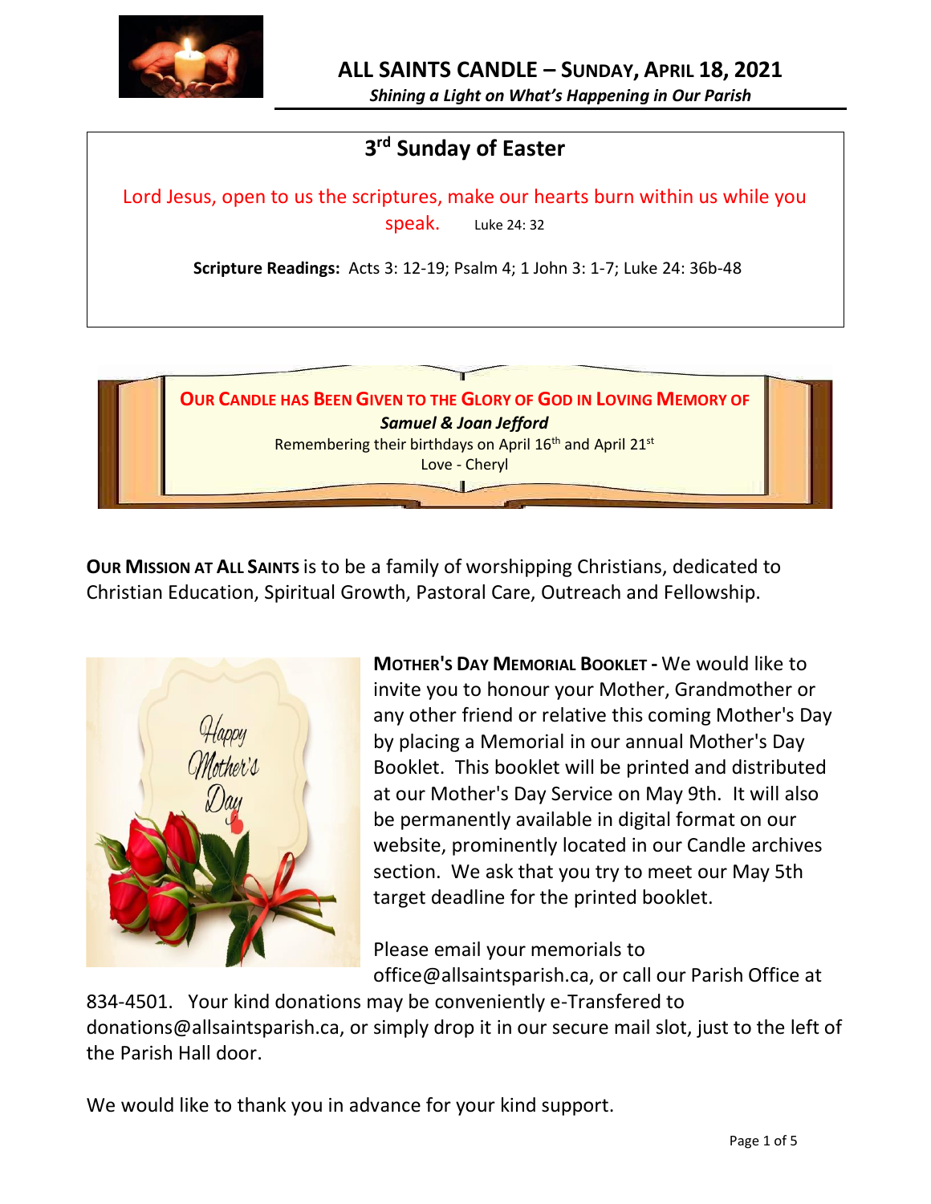# ALL SAINTS CANDLE – SUNDAY, APRIL 18, 2021

*Shining a Light on What's Happening in Our Parish*

## 3rd Sunday of Easter

Lord Jesus, open to us the scriptures, make our hearts burn within us while you speak. Luke 24: 32

**Scripture Readings:** Acts 3: 12-19; Psalm 4; 1 John 3: 1-7; Luke 24: 36b-48

**OUR CANDLE HAS BEEN GIVEN TO THE GLORY OF GOD IN LOVING MEMORY OF**

***Samuel & Joan Jefford***

Remembering their birthdays on April 16th and April 21st

Love - Cheryl

**OUR MISSION AT ALL SAINTS** is to be a family of worshipping Christians, dedicated to Christian Education, Spiritual Growth, Pastoral Care, Outreach and Fellowship.

**MOTHER'S DAY MEMORIAL BOOKLET -** We would like to invite you to honour your Mother, Grandmother or any other friend or relative this coming Mother's Day by placing a Memorial in our annual Mother's Day Booklet. This booklet will be printed and distributed at our Mother's Day Service on May 9th. It will also be permanently available in digital format on our website, prominently located in our Candle archives section. We ask that you try to meet our May 5th target deadline for the printed booklet.

Please email your memorials to office@allsaintsparish.ca, or call our Parish Office at 834-4501. Your kind donations may be conveniently e-Transfered to donations@allsaintsparish.ca, or simply drop it in our secure mail slot, just to the left of the Parish Hall door.

We would like to thank you in advance for your kind support.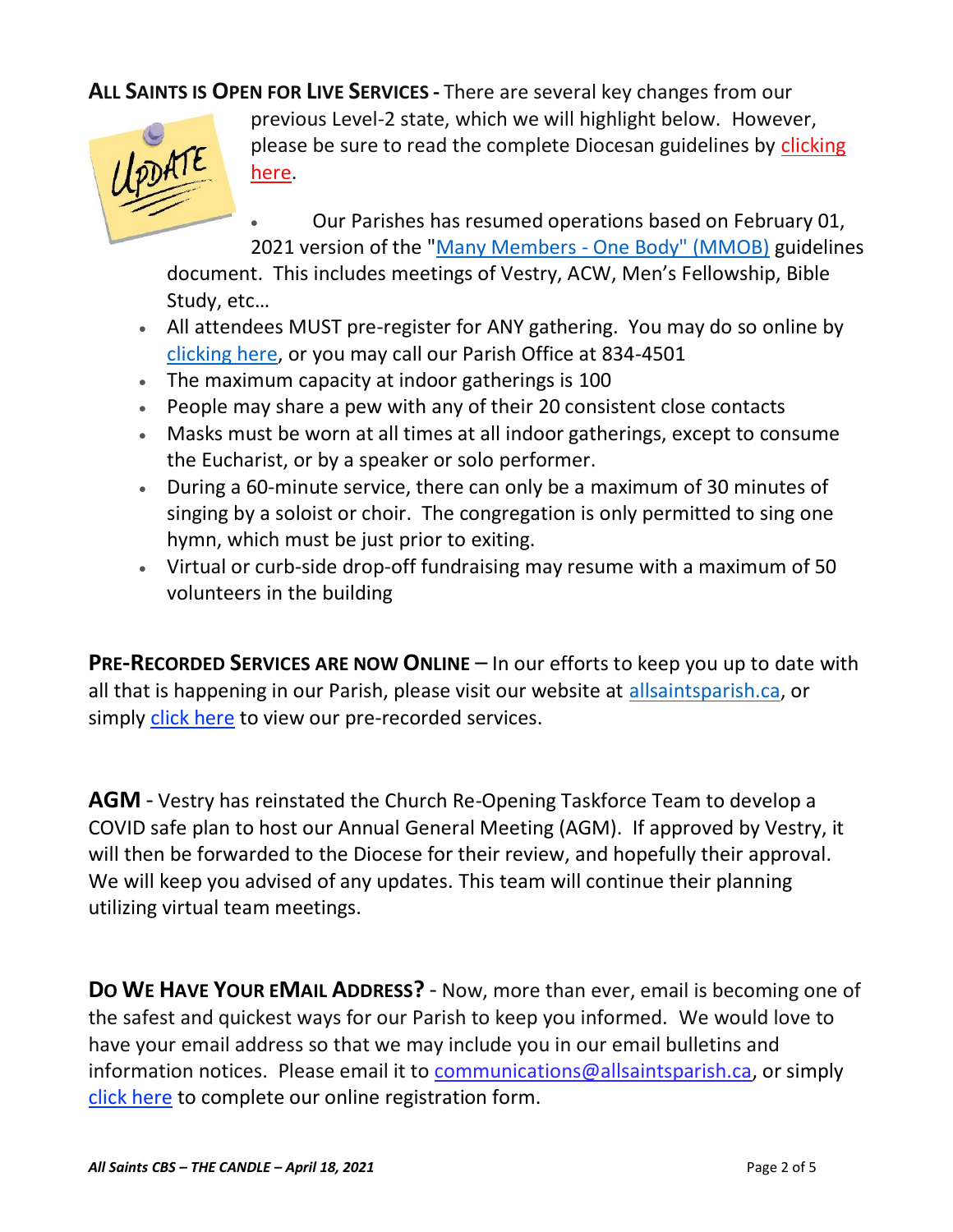**ALL SAINTS IS OPEN FOR LIVE SERVICES -** There are several key changes from our previous Level-2 state, which we will highlight below. However, please be sure to read the complete Diocesan guidelines by clicking here.

- Our Parishes has resumed operations based on February 01, 2021 version of the "Many Members - One Body" (MMOB) guidelines document. This includes meetings of Vestry, ACW, Men's Fellowship, Bible Study, etc…
- All attendees MUST pre-register for ANY gathering. You may do so online by clicking here, or you may call our Parish Office at 834-4501
- The maximum capacity at indoor gatherings is 100
- People may share a pew with any of their 20 consistent close contacts
- Masks must be worn at all times at all indoor gatherings, except to consume the Eucharist, or by a speaker or solo performer.
- During a 60-minute service, there can only be a maximum of 30 minutes of singing by a soloist or choir. The congregation is only permitted to sing one hymn, which must be just prior to exiting.
- Virtual or curb-side drop-off fundraising may resume with a maximum of 50 volunteers in the building

**PRE-RECORDED SERVICES ARE NOW ONLINE** – In our efforts to keep you up to date with all that is happening in our Parish, please visit our website at allsaintsparish.ca, or simply click here to view our pre-recorded services.

**AGM** - Vestry has reinstated the Church Re-Opening Taskforce Team to develop a COVID safe plan to host our Annual General Meeting (AGM). If approved by Vestry, it will then be forwarded to the Diocese for their review, and hopefully their approval. We will keep you advised of any updates. This team will continue their planning utilizing virtual team meetings.

**DO WE HAVE YOUR EMAIL ADDRESS?** - Now, more than ever, email is becoming one of the safest and quickest ways for our Parish to keep you informed. We would love to have your email address so that we may include you in our email bulletins and information notices. Please email it to communications@allsaintsparish.ca, or simply click here to complete our online registration form.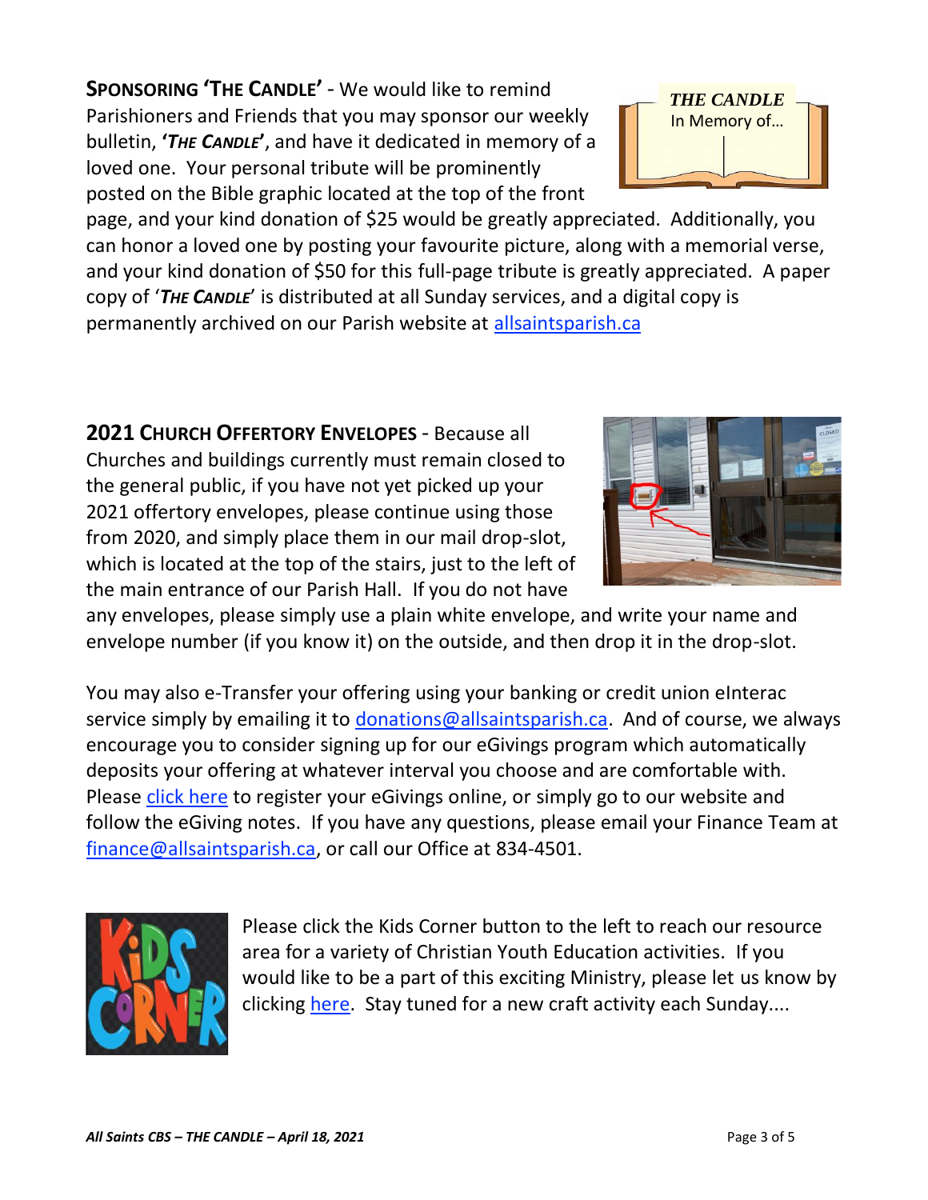**SPONSORING 'THE CANDLE'** - We would like to remind Parishioners and Friends that you may sponsor our weekly bulletin, **'*THE CANDLE*'**, and have it dedicated in memory of a loved one. Your personal tribute will be prominently posted on the Bible graphic located at the top of the front page, and your kind donation of $25 would be greatly appreciated. Additionally, you can honor a loved one by posting your favourite picture, along with a memorial verse, and your kind donation of $50 for this full-page tribute is greatly appreciated. A paper copy of '***THE CANDLE***' is distributed at all Sunday services, and a digital copy is permanently archived on our Parish website at allsaintsparish.ca

**2021 CHURCH OFFERTORY ENVELOPES** - Because all Churches and buildings currently must remain closed to the general public, if you have not yet picked up your 2021 offertory envelopes, please continue using those from 2020, and simply place them in our mail drop-slot, which is located at the top of the stairs, just to the left of the main entrance of our Parish Hall. If you do not have any envelopes, please simply use a plain white envelope, and write your name and envelope number (if you know it) on the outside, and then drop it in the drop-slot.

You may also e-Transfer your offering using your banking or credit union eInterac service simply by emailing it to donations@allsaintsparish.ca. And of course, we always encourage you to consider signing up for our eGivings program which automatically deposits your offering at whatever interval you choose and are comfortable with. Please click here to register your eGivings online, or simply go to our website and follow the eGiving notes. If you have any questions, please email your Finance Team at finance@allsaintsparish.ca, or call our Office at 834-4501.

Please click the Kids Corner button to the left to reach our resource area for a variety of Christian Youth Education activities. If you would like to be a part of this exciting Ministry, please let us know by clicking here. Stay tuned for a new craft activity each Sunday....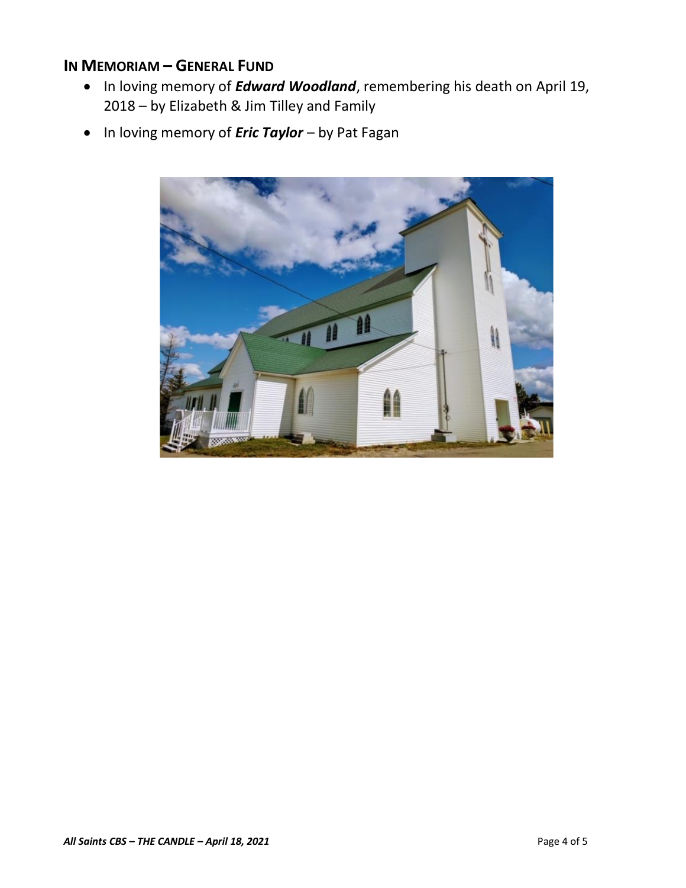## In Memoriam – General Fund

- In loving memory of ***Edward Woodland***, remembering his death on April 19, 2018 – by Elizabeth & Jim Tilley and Family
- In loving memory of ***Eric Taylor*** – by Pat Fagan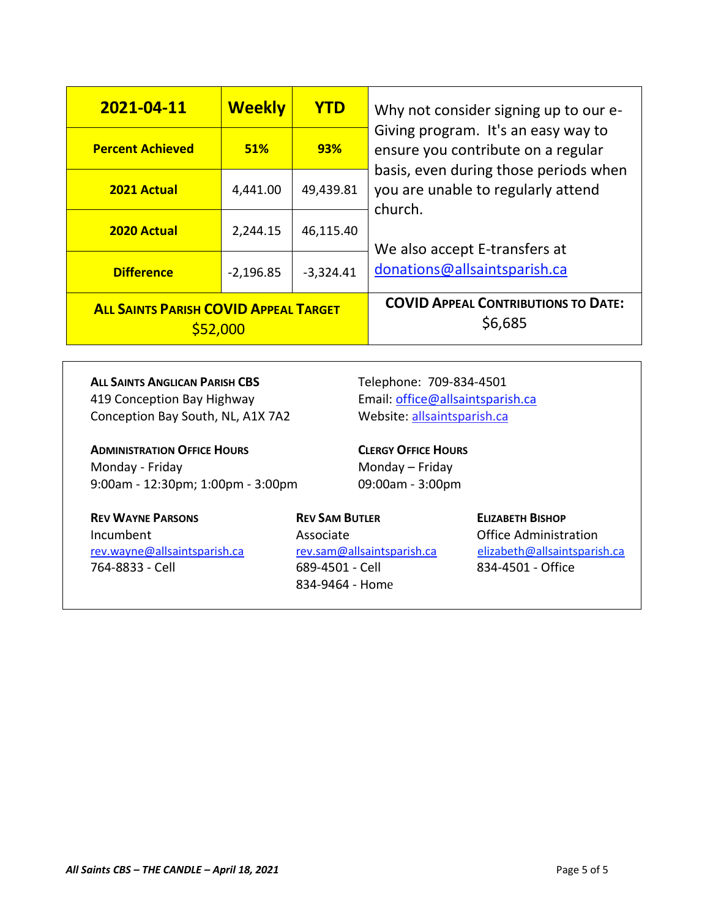| 2021-04-11 | Weekly | YTD |
| --- | --- | --- |
| **Percent Achieved** | **51%** | **93%** |
| **2021 Actual** | 4,441.00 | 49,439.81 |
| **2020 Actual** | 2,244.15 | 46,115.40 |
| **Difference** | -2,196.85 | -3,324.41 |

Why not consider signing up to our e-Giving program. It's an easy way to ensure you contribute on a regular basis, even during those periods when you are unable to regularly attend church.

We also accept E-transfers at donations@allsaintsparish.ca

**ALL SAINTS PARISH COVID APPEAL TARGET**
$52,000

**COVID APPEAL CONTRIBUTIONS TO DATE:**
$6,685

**ALL SAINTS ANGLICAN PARISH CBS**
419 Conception Bay Highway
Conception Bay South, NL, A1X 7A2

Telephone: 709-834-4501
Email: office@allsaintsparish.ca
Website: allsaintsparish.ca

**ADMINISTRATION OFFICE HOURS**
Monday - Friday
9:00am - 12:30pm; 1:00pm - 3:00pm

**CLERGY OFFICE HOURS**
Monday – Friday
09:00am - 3:00pm

**REV WAYNE PARSONS**
Incumbent
rev.wayne@allsaintsparish.ca
764-8833 - Cell

**REV SAM BUTLER**
Associate
rev.sam@allsaintsparish.ca
689-4501 - Cell
834-9464 - Home

**ELIZABETH BISHOP**
Office Administration
elizabeth@allsaintsparish.ca
834-4501 - Office